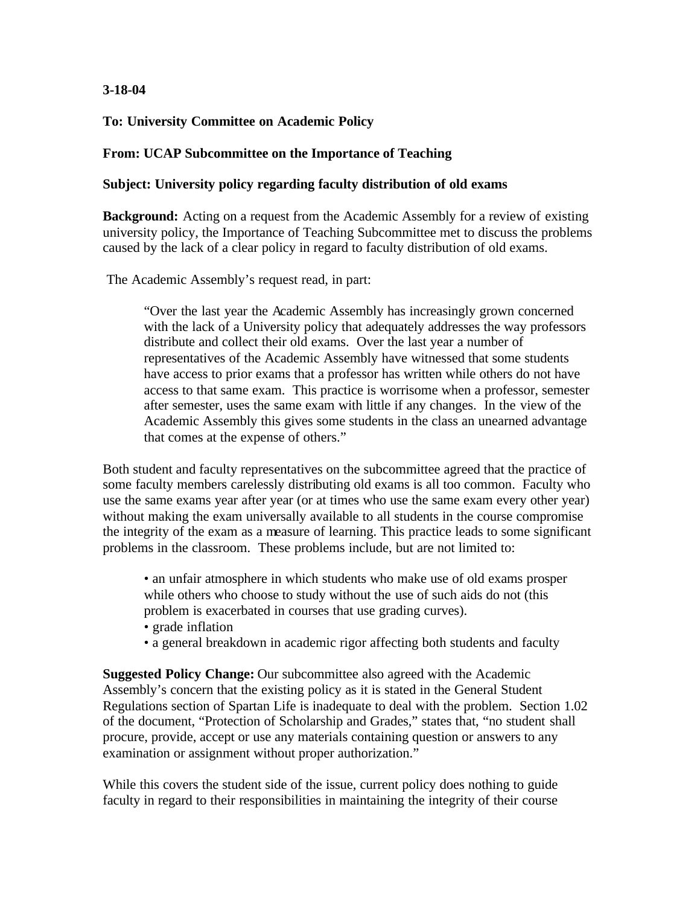**3-18-04**

**To: University Committee on Academic Policy**

**From: UCAP Subcommittee on the Importance of Teaching**

**Subject: University policy regarding faculty distribution of old exams**

**Background:** Acting on a request from the Academic Assembly for a review of existing university policy, the Importance of Teaching Subcommittee met to discuss the problems caused by the lack of a clear policy in regard to faculty distribution of old exams.

The Academic Assembly's request read, in part:

> "Over the last year the Academic Assembly has increasingly grown concerned with the lack of a University policy that adequately addresses the way professors distribute and collect their old exams. Over the last year a number of representatives of the Academic Assembly have witnessed that some students have access to prior exams that a professor has written while others do not have access to that same exam. This practice is worrisome when a professor, semester after semester, uses the same exam with little if any changes. In the view of the Academic Assembly this gives some students in the class an unearned advantage that comes at the expense of others."

Both student and faculty representatives on the subcommittee agreed that the practice of some faculty members carelessly distributing old exams is all too common. Faculty who use the same exams year after year (or at times who use the same exam every other year) without making the exam universally available to all students in the course compromise the integrity of the exam as a measure of learning. This practice leads to some significant problems in the classroom. These problems include, but are not limited to:

- an unfair atmosphere in which students who make use of old exams prosper while others who choose to study without the use of such aids do not (this problem is exacerbated in courses that use grading curves).
- grade inflation
- a general breakdown in academic rigor affecting both students and faculty

**Suggested Policy Change:** Our subcommittee also agreed with the Academic Assembly's concern that the existing policy as it is stated in the General Student Regulations section of Spartan Life is inadequate to deal with the problem. Section 1.02 of the document, "Protection of Scholarship and Grades," states that, "no student shall procure, provide, accept or use any materials containing question or answers to any examination or assignment without proper authorization."

While this covers the student side of the issue, current policy does nothing to guide faculty in regard to their responsibilities in maintaining the integrity of their course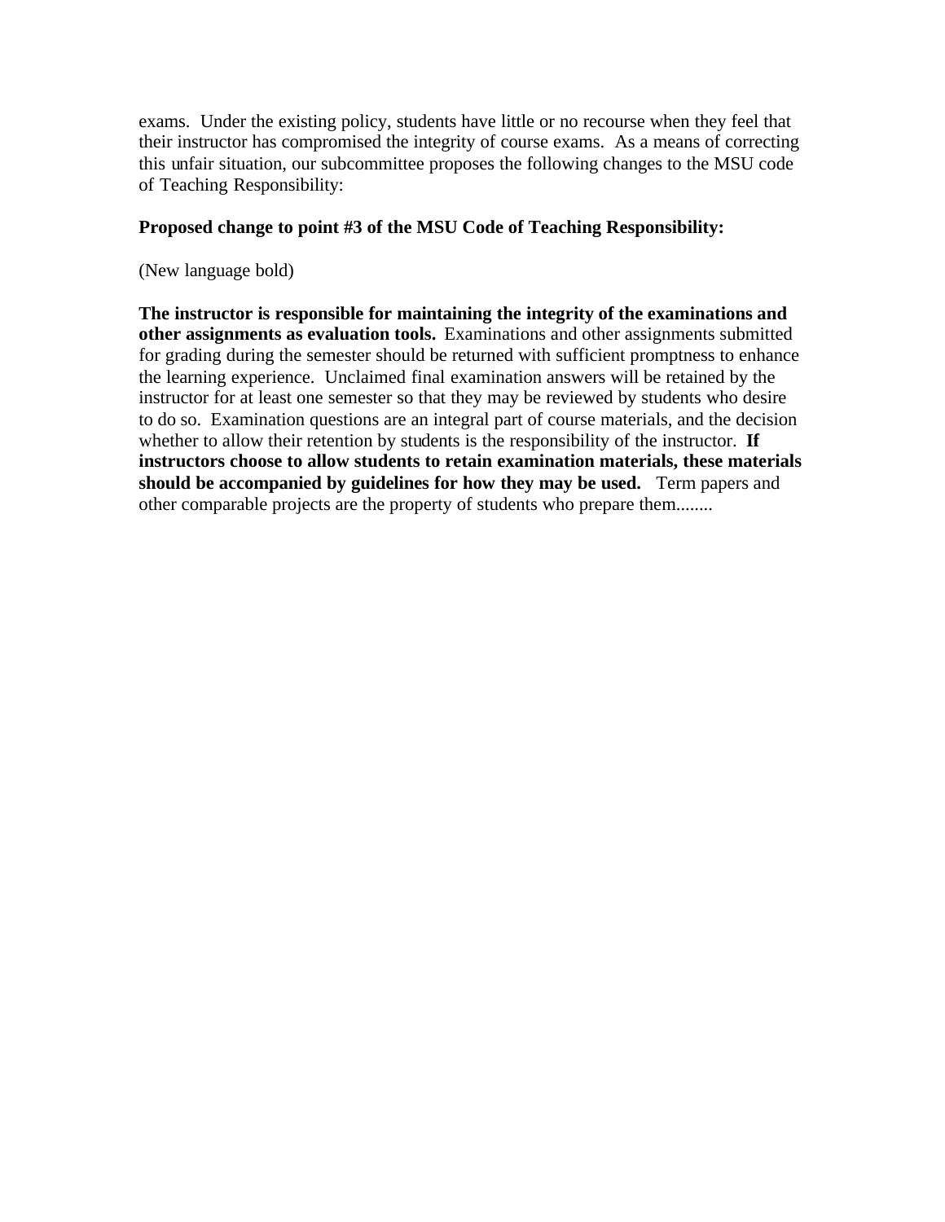exams. Under the existing policy, students have little or no recourse when they feel that their instructor has compromised the integrity of course exams. As a means of correcting this unfair situation, our subcommittee proposes the following changes to the MSU code of Teaching Responsibility:

**Proposed change to point #3 of the MSU Code of Teaching Responsibility:**

(New language bold)

**The instructor is responsible for maintaining the integrity of the examinations and other assignments as evaluation tools.** Examinations and other assignments submitted for grading during the semester should be returned with sufficient promptness to enhance the learning experience. Unclaimed final examination answers will be retained by the instructor for at least one semester so that they may be reviewed by students who desire to do so. Examination questions are an integral part of course materials, and the decision whether to allow their retention by students is the responsibility of the instructor. **If instructors choose to allow students to retain examination materials, these materials should be accompanied by guidelines for how they may be used.** Term papers and other comparable projects are the property of students who prepare them........